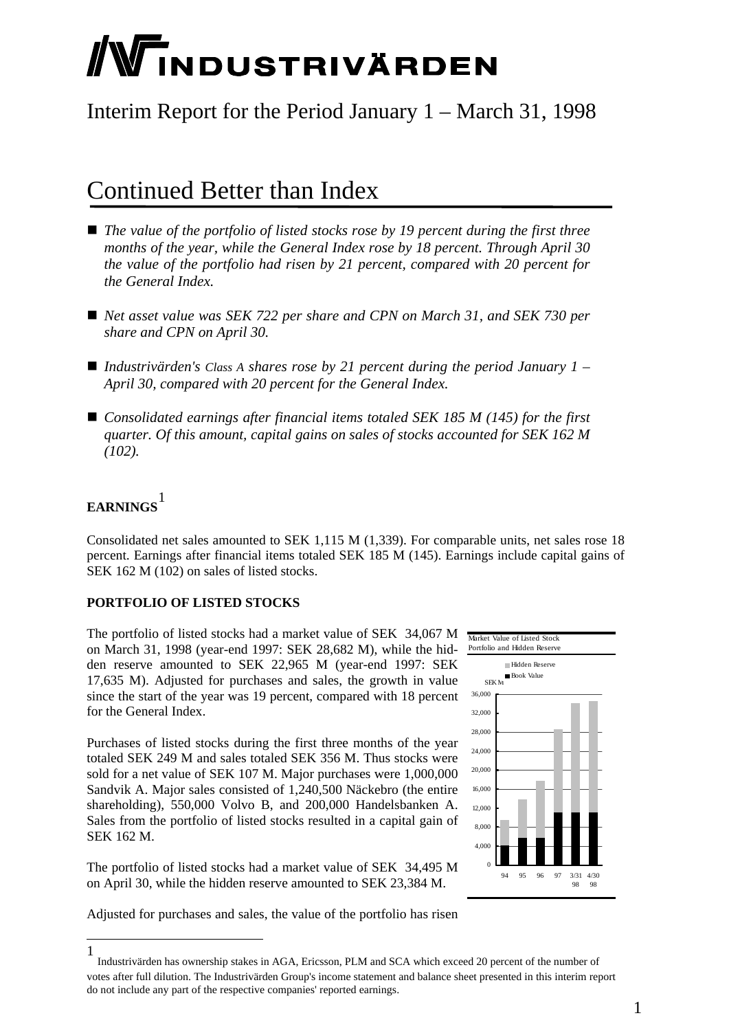# INDUSTRIVÄRDEN

Interim Report for the Period January 1 – March 31, 1998

## Continued Better than Index

- *The value of the portfolio of listed stocks rose by 19 percent during the first three months of the year, while the General Index rose by 18 percent. Through April 30 the value of the portfolio had risen by 21 percent, compared with 20 percent for the General Index.*
- *Net asset value was SEK 722 per share and CPN on March 31, and SEK 730 per share and CPN on April 30.*
- *Industrivärden's Class A shares rose by 21 percent during the period January 1 – April 30, compared with 20 percent for the General Index.*
- *Consolidated earnings after financial items totaled SEK 185 M (145) for the first quarter. Of this amount, capital gains on sales of stocks accounted for SEK 162 M (102).*

### EARNINGS[1]

Consolidated net sales amounted to SEK 1,115 M (1,339). For comparable units, net sales rose 18 percent. Earnings after financial items totaled SEK 185 M (145). Earnings include capital gains of SEK 162 M (102) on sales of listed stocks.

#### PORTFOLIO OF LISTED STOCKS

The portfolio of listed stocks had a market value of SEK 34,067 M on March 31, 1998 (year-end 1997: SEK 28,682 M), while the hidden reserve amounted to SEK 22,965 M (year-end 1997: SEK 17,635 M). Adjusted for purchases and sales, the growth in value since the start of the year was 19 percent, compared with 18 percent for the General Index.

Purchases of listed stocks during the first three months of the year totaled SEK 249 M and sales totaled SEK 356 M. Thus stocks were sold for a net value of SEK 107 M. Major purchases were 1,000,000 Sandvik A. Major sales consisted of 1,240,500 Näckebro (the entire shareholding), 550,000 Volvo B, and 200,000 Handelsbanken A. Sales from the portfolio of listed stocks resulted in a capital gain of SEK 162 M.

The portfolio of listed stocks had a market value of SEK 34,495 M on April 30, while the hidden reserve amounted to SEK 23,384 M.

Market Value of Listed Stock Portfolio and Hidden Reserve

Adjusted for purchases and sales, the value of the portfolio has risen

---

[1] Industrivärden has ownership stakes in AGA, Ericsson, PLM and SCA which exceed 20 percent of the number of votes after full dilution. The Industrivärden Group's income statement and balance sheet presented in this interim report do not include any part of the respective companies' reported earnings.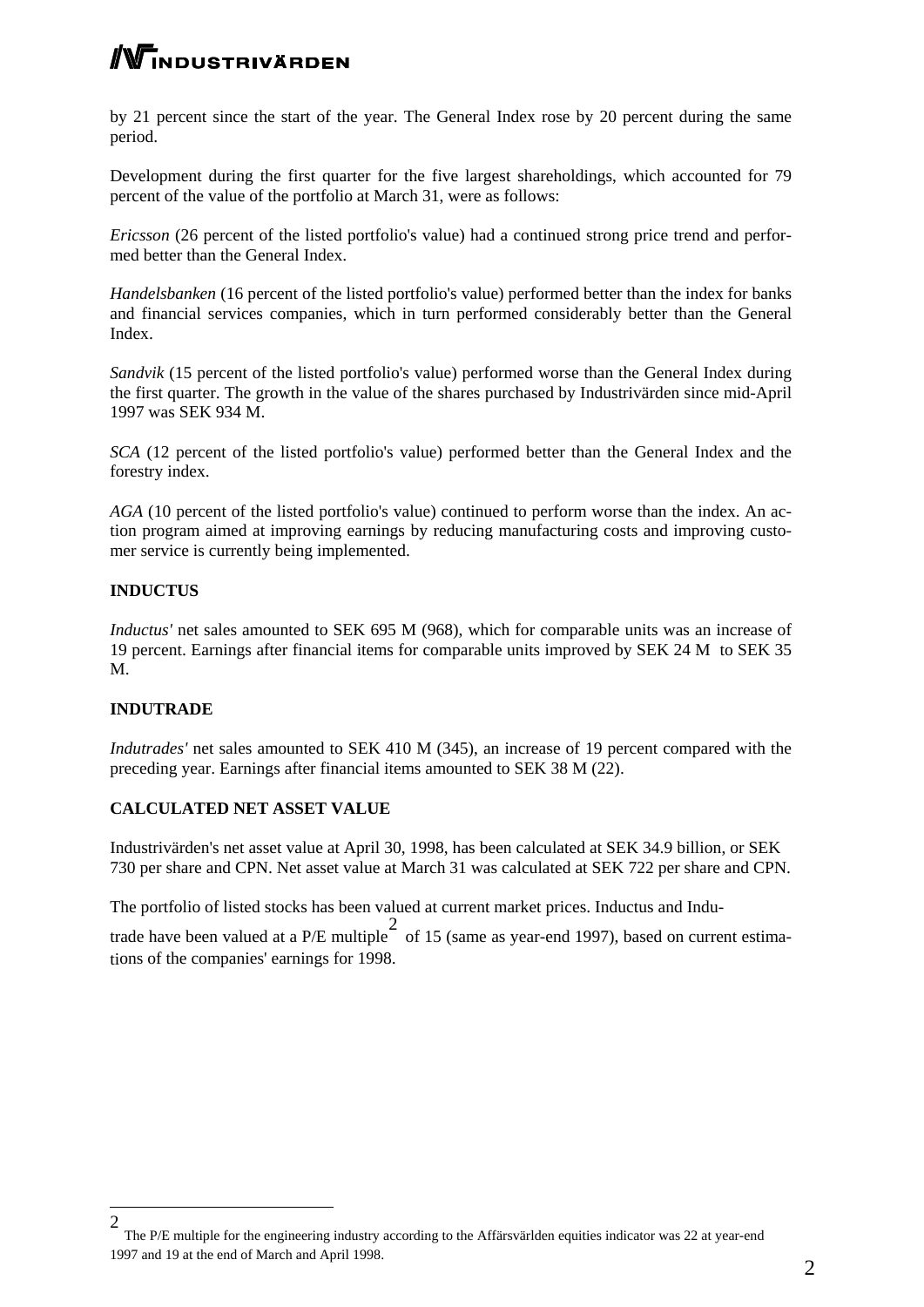by 21 percent since the start of the year. The General Index rose by 20 percent during the same period.

Development during the first quarter for the five largest shareholdings, which accounted for 79 percent of the value of the portfolio at March 31, were as follows:

*Ericsson* (26 percent of the listed portfolio's value) had a continued strong price trend and performed better than the General Index.

*Handelsbanken* (16 percent of the listed portfolio's value) performed better than the index for banks and financial services companies, which in turn performed considerably better than the General Index.

*Sandvik* (15 percent of the listed portfolio's value) performed worse than the General Index during the first quarter. The growth in the value of the shares purchased by Industrivärden since mid-April 1997 was SEK 934 M.

*SCA* (12 percent of the listed portfolio's value) performed better than the General Index and the forestry index.

*AGA* (10 percent of the listed portfolio's value) continued to perform worse than the index. An action program aimed at improving earnings by reducing manufacturing costs and improving customer service is currently being implemented.

**INDUCTUS**

*Inductus'* net sales amounted to SEK 695 M (968), which for comparable units was an increase of 19 percent. Earnings after financial items for comparable units improved by SEK 24 M to SEK 35 M.

**INDUTRADE**

*Indutrades'* net sales amounted to SEK 410 M (345), an increase of 19 percent compared with the preceding year. Earnings after financial items amounted to SEK 38 M (22).

**CALCULATED NET ASSET VALUE**

Industrivärden's net asset value at April 30, 1998, has been calculated at SEK 34.9 billion, or SEK 730 per share and CPN. Net asset value at March 31 was calculated at SEK 722 per share and CPN.

The portfolio of listed stocks has been valued at current market prices. Inductus and Indutrade have been valued at a P/E multiple[2] of 15 (same as year-end 1997), based on current estimations of the companies' earnings for 1998.

---

[2] The P/E multiple for the engineering industry according to the Affärsvärlden equities indicator was 22 at year-end 1997 and 19 at the end of March and April 1998.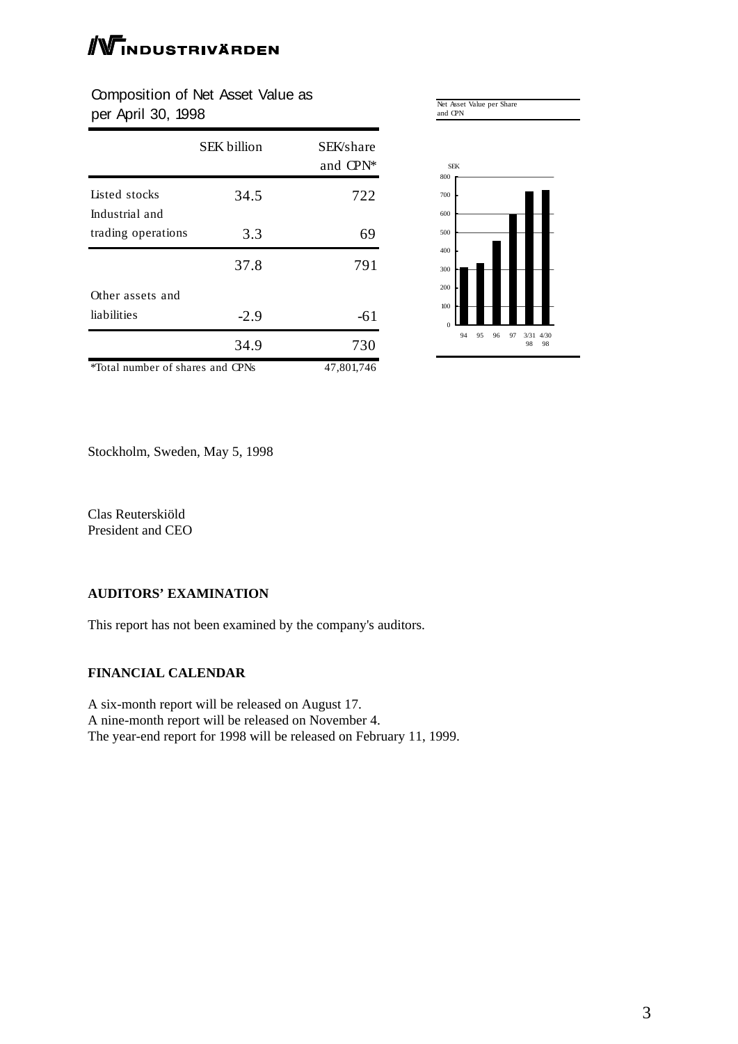## Composition of Net Asset Value as per April 30, 1998

| | SEK billion | SEK/share and CPN* |
|---|---|---|
| Listed stocks | 34.5 | 722 |
| Industrial and trading operations | 3.3 | 69 |
| | 37.8 | 791 |
| Other assets and liabilities | -2.9 | -61 |
| | 34.9 | 730 |
| *Total number of shares and CPNs | | 47,801,746 |

Net Asset Value per Share and CPN

Stockholm, Sweden, May 5, 1998

Clas Reuterskiöld
President and CEO

**AUDITORS' EXAMINATION**

This report has not been examined by the company's auditors.

**FINANCIAL CALENDAR**

A six-month report will be released on August 17.
A nine-month report will be released on November 4.
The year-end report for 1998 will be released on February 11, 1999.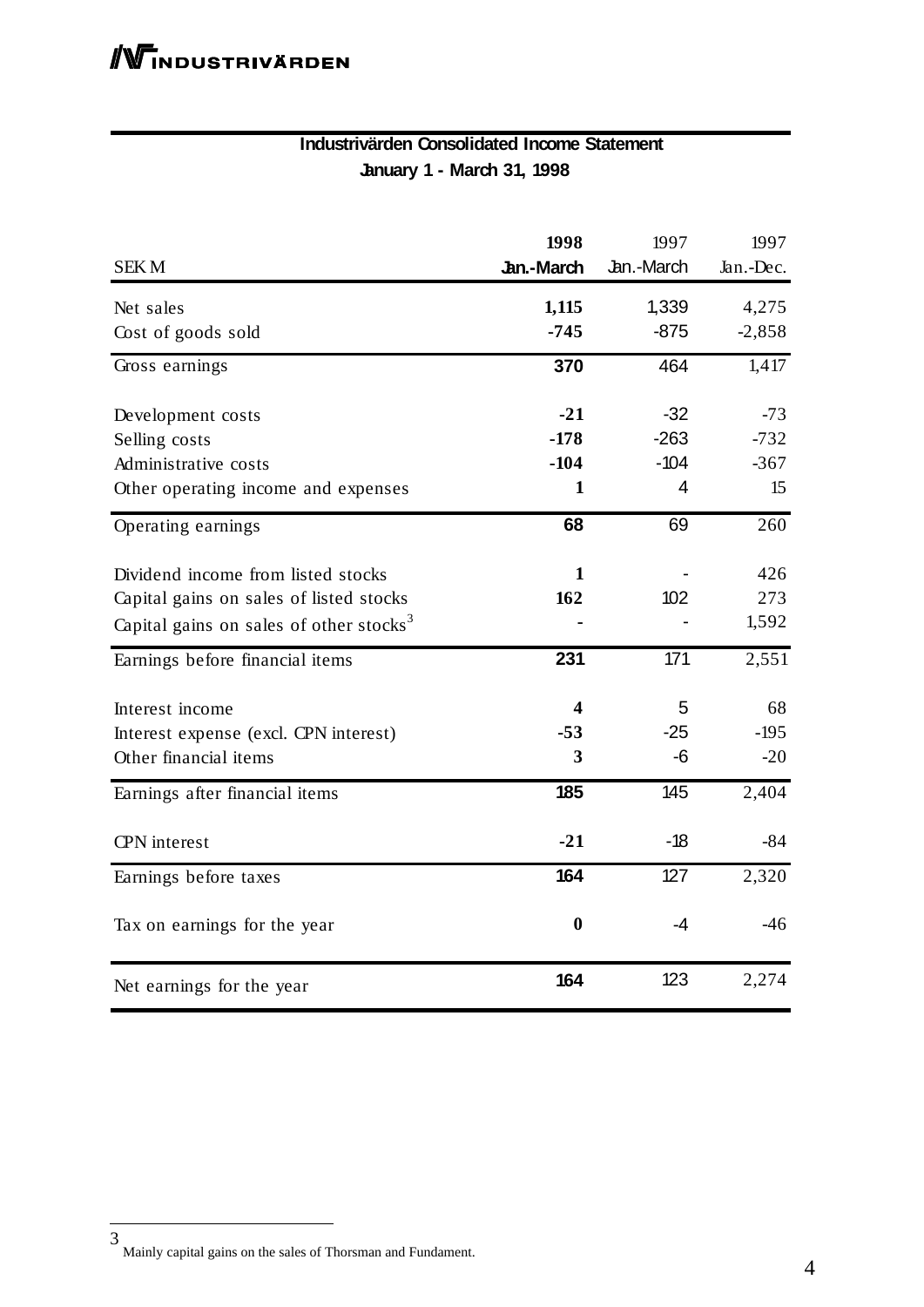## Industrivärden Consolidated Income Statement

### January 1 - March 31, 1998

| SEK M | 1998 Jan.-March | 1997 Jan.-March | 1997 Jan.-Dec. |
|---|---|---|---|
| Net sales | 1,115 | 1,339 | 4,275 |
| Cost of goods sold | -745 | -875 | -2,858 |
| Gross earnings | 370 | 464 | 1,417 |
| Development costs | -21 | -32 | -73 |
| Selling costs | -178 | -263 | -732 |
| Administrative costs | -104 | -104 | -367 |
| Other operating income and expenses | 1 | 4 | 15 |
| Operating earnings | 68 | 69 | 260 |
| Dividend income from listed stocks | 1 | - | 426 |
| Capital gains on sales of listed stocks | 162 | 102 | 273 |
| Capital gains on sales of other stocks[3] | - | - | 1,592 |
| Earnings before financial items | 231 | 171 | 2,551 |
| Interest income | 4 | 5 | 68 |
| Interest expense (excl. CPN interest) | -53 | -25 | -195 |
| Other financial items | 3 | -6 | -20 |
| Earnings after financial items | 185 | 145 | 2,404 |
| CPN interest | -21 | -18 | -84 |
| Earnings before taxes | 164 | 127 | 2,320 |
| Tax on earnings for the year | 0 | -4 | -46 |
| Net earnings for the year | 164 | 123 | 2,274 |

[3] Mainly capital gains on the sales of Thorsman and Fundament.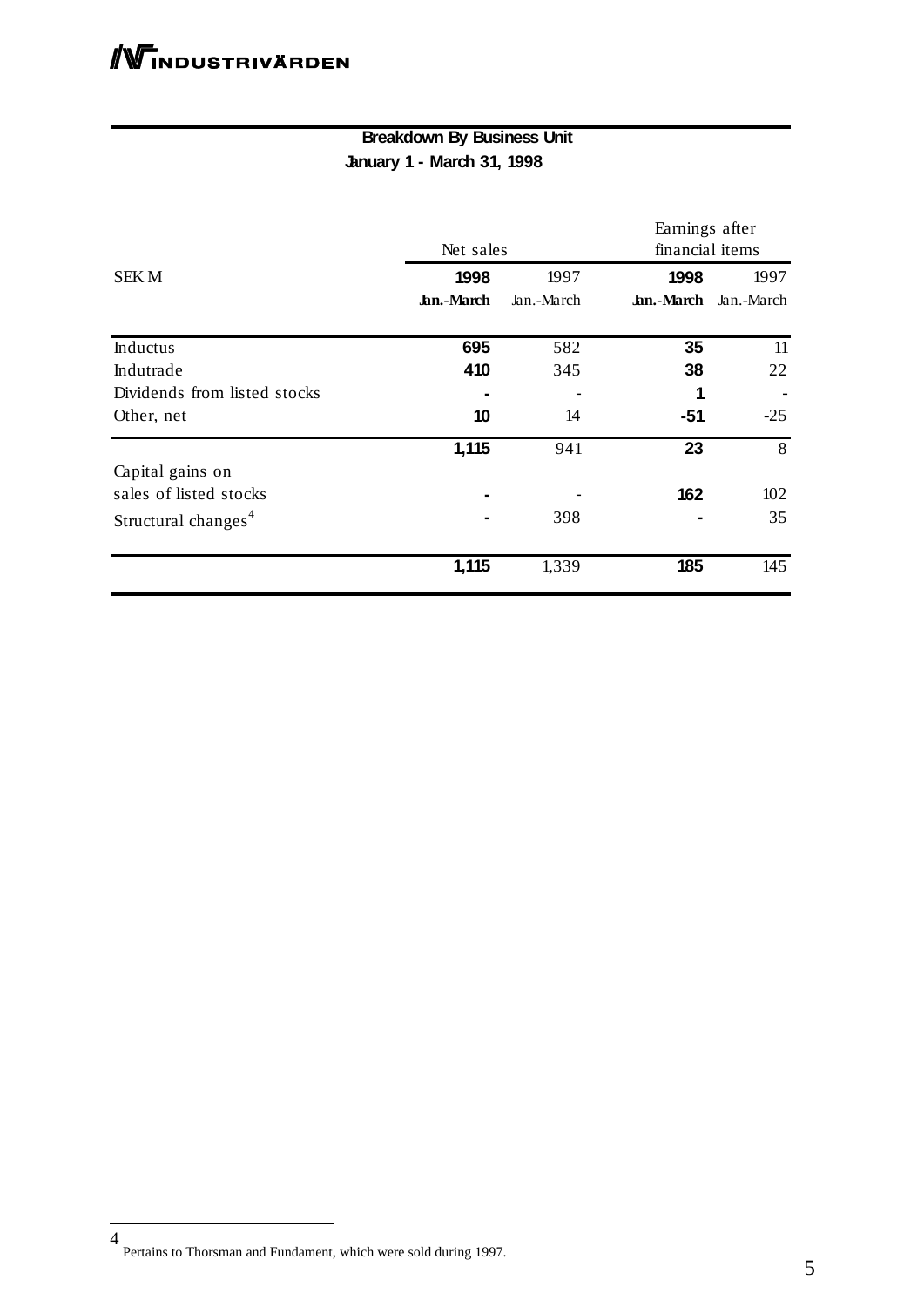## Breakdown By Business Unit

**January 1 - March 31, 1998**

| SEK M | Net sales | | Earnings after financial items | |
|---|---|---|---|---|
| | **1998 Jan.-March** | 1997 Jan.-March | **1998 Jan.-March** | 1997 Jan.-March |
| Inductus | **695** | 582 | **35** | 11 |
| Indutrade | **410** | 345 | **38** | 22 |
| Dividends from listed stocks | **-** | - | **1** | - |
| Other, net | **10** | 14 | **-51** | -25 |
| | **1,115** | 941 | **23** | 8 |
| Capital gains on sales of listed stocks | **-** | - | **162** | 102 |
| Structural changes[4] | **-** | 398 | **-** | 35 |
| | **1,115** | 1,339 | **185** | 145 |

[4] Pertains to Thorsman and Fundament, which were sold during 1997.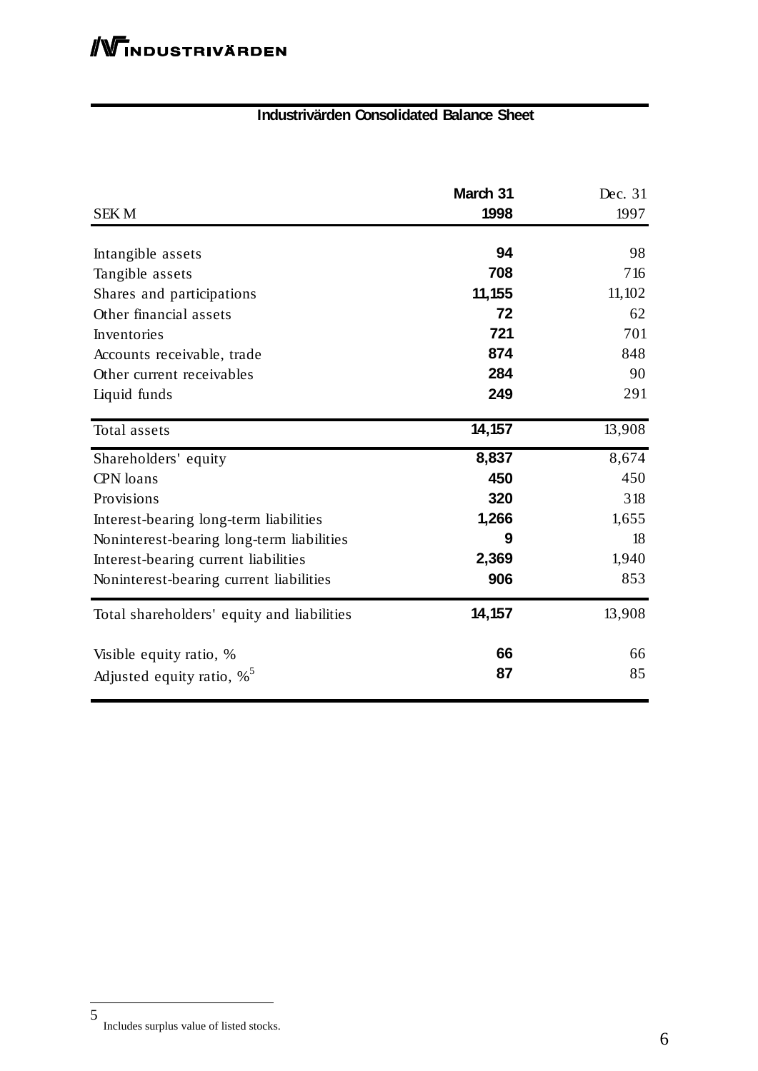## Industrivärden Consolidated Balance Sheet

| SEK M | March 31 1998 | Dec. 31 1997 |
|---|---|---|
| Intangible assets | **94** | 98 |
| Tangible assets | **708** | 716 |
| Shares and participations | **11,155** | 11,102 |
| Other financial assets | **72** | 62 |
| Inventories | **721** | 701 |
| Accounts receivable, trade | **874** | 848 |
| Other current receivables | **284** | 90 |
| Liquid funds | **249** | 291 |
| Total assets | **14,157** | 13,908 |
| Shareholders' equity | **8,837** | 8,674 |
| CPN loans | **450** | 450 |
| Provisions | **320** | 318 |
| Interest-bearing long-term liabilities | **1,266** | 1,655 |
| Noninterest-bearing long-term liabilities | **9** | 18 |
| Interest-bearing current liabilities | **2,369** | 1,940 |
| Noninterest-bearing current liabilities | **906** | 853 |
| Total shareholders' equity and liabilities | **14,157** | 13,908 |
| Visible equity ratio, % | **66** | 66 |
| Adjusted equity ratio, %[5] | **87** | 85 |

---

[5] Includes surplus value of listed stocks.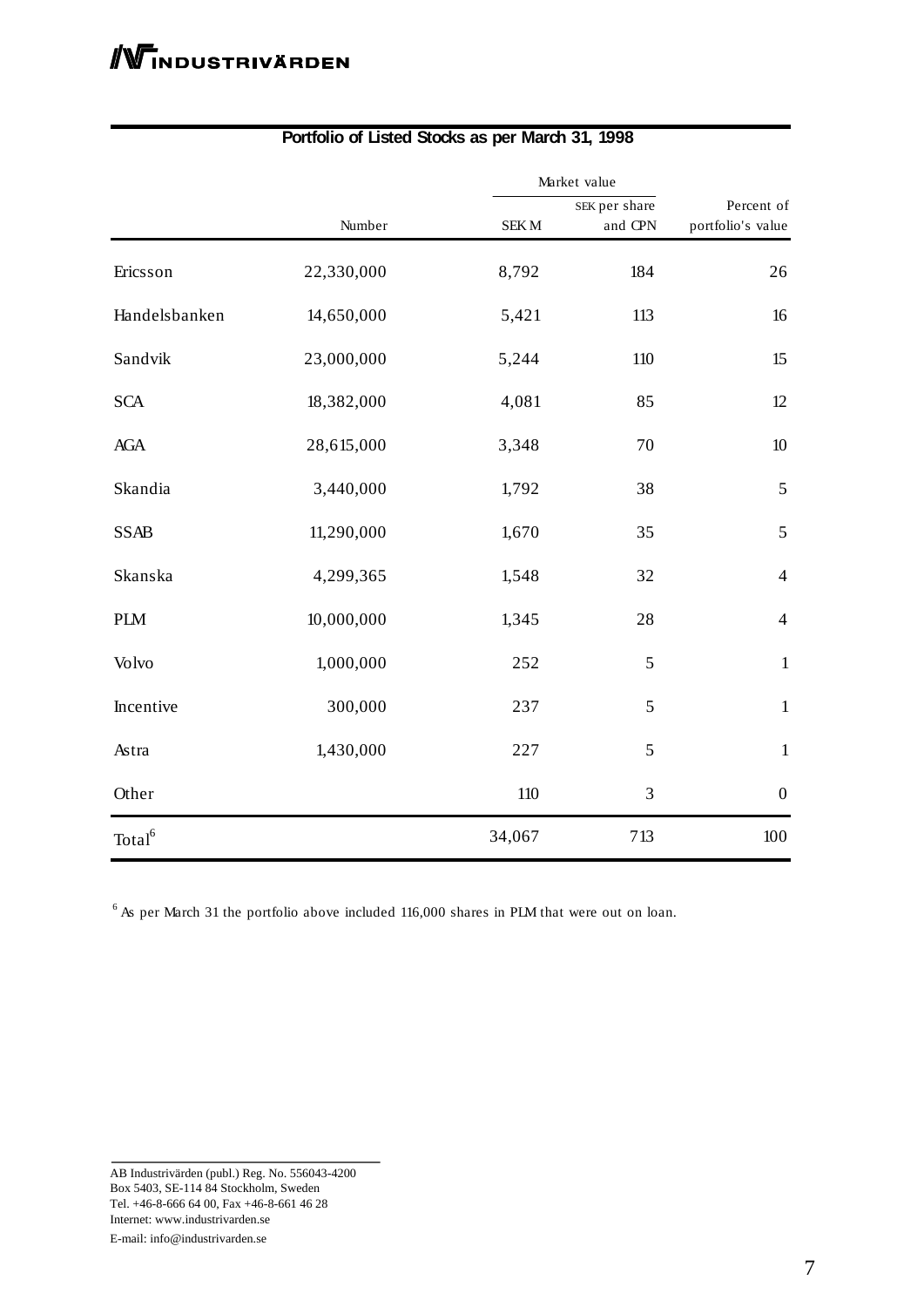## Portfolio of Listed Stocks as per March 31, 1998

| | Number | Market value | | Percent of portfolio's value |
|---|---|---|---|---|
| | | SEK M | SEK per share and CPN | |
| Ericsson | 22,330,000 | 8,792 | 184 | 26 |
| Handelsbanken | 14,650,000 | 5,421 | 113 | 16 |
| Sandvik | 23,000,000 | 5,244 | 110 | 15 |
| SCA | 18,382,000 | 4,081 | 85 | 12 |
| AGA | 28,615,000 | 3,348 | 70 | 10 |
| Skandia | 3,440,000 | 1,792 | 38 | 5 |
| SSAB | 11,290,000 | 1,670 | 35 | 5 |
| Skanska | 4,299,365 | 1,548 | 32 | 4 |
| PLM | 10,000,000 | 1,345 | 28 | 4 |
| Volvo | 1,000,000 | 252 | 5 | 1 |
| Incentive | 300,000 | 237 | 5 | 1 |
| Astra | 1,430,000 | 227 | 5 | 1 |
| Other | | 110 | 3 | 0 |
| Total[6] | | 34,067 | 713 | 100 |

[6] As per March 31 the portfolio above included 116,000 shares in PLM that were out on loan.

AB Industrivärden (publ.) Reg. No. 556043-4200
Box 5403, SE-114 84 Stockholm, Sweden
Tel. +46-8-666 64 00, Fax +46-8-661 46 28
Internet: www.industrivarden.se
E-mail: info@industrivarden.se